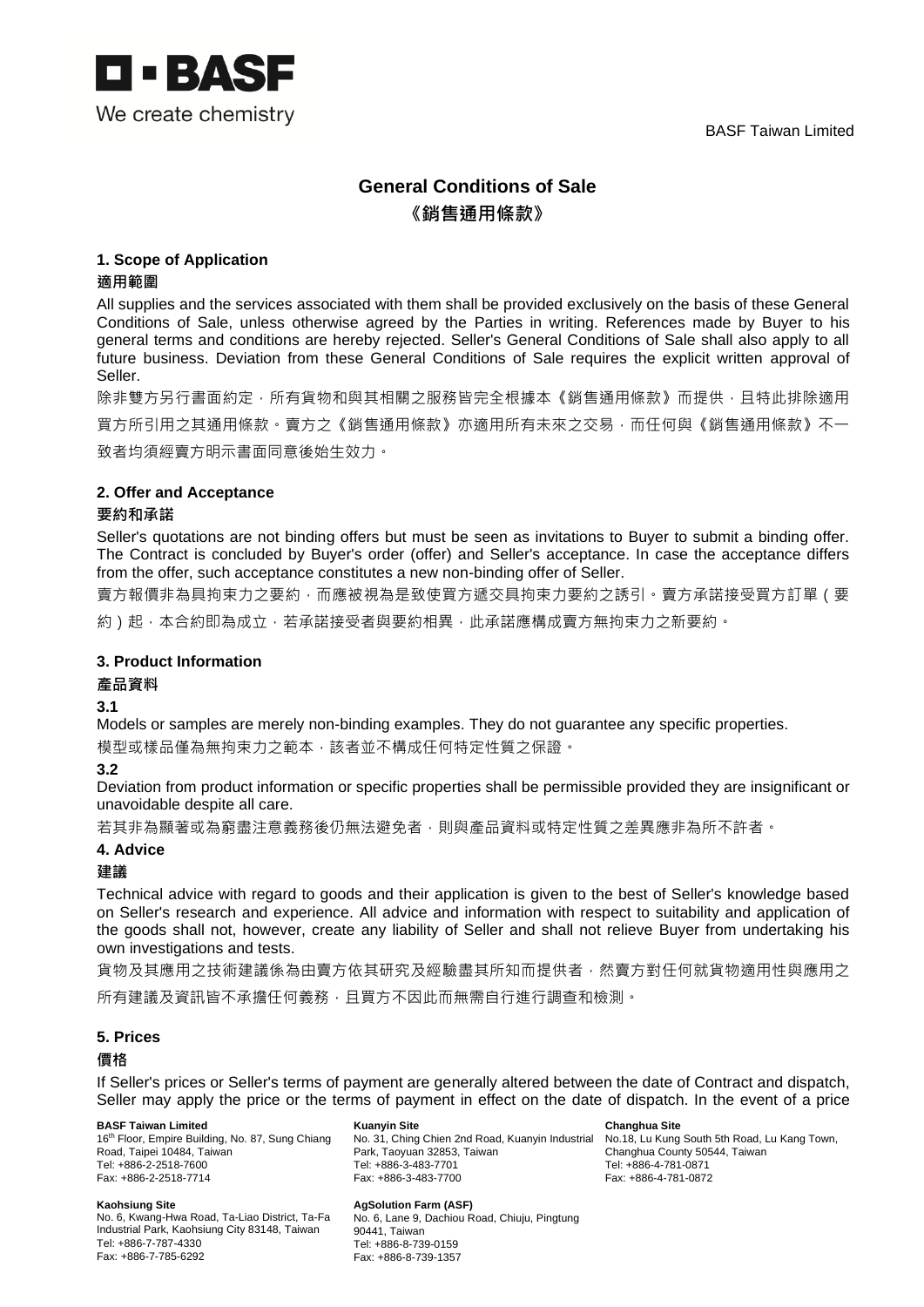BASF Taiwan Limited

# General Conditions of Sale
# 《銷售通用條款》

## 1. Scope of Application
### 適用範圍

All supplies and the services associated with them shall be provided exclusively on the basis of these General Conditions of Sale, unless otherwise agreed by the Parties in writing. References made by Buyer to his general terms and conditions are hereby rejected. Seller's General Conditions of Sale shall also apply to all future business. Deviation from these General Conditions of Sale requires the explicit written approval of Seller.

除非雙方另行書面約定，所有貨物和與其相關之服務皆完全根據本《銷售通用條款》而提供，且特此排除適用買方所引用之其通用條款。賣方之《銷售通用條款》亦適用所有未來之交易，而任何與《銷售通用條款》不一致者均須經賣方明示書面同意後始生效力。

## 2. Offer and Acceptance
### 要約和承諾

Seller's quotations are not binding offers but must be seen as invitations to Buyer to submit a binding offer. The Contract is concluded by Buyer's order (offer) and Seller's acceptance. In case the acceptance differs from the offer, such acceptance constitutes a new non-binding offer of Seller.

賣方報價非為具拘束力之要約，而應被視為是致使買方遞交具拘束力要約之誘引。賣方承諾接受買方訂單（要約）起，本合約即為成立，若承諾接受者與要約相異，此承諾應構成賣方無拘束力之新要約。

## 3. Product Information
### 產品資料

**3.1**

Models or samples are merely non-binding examples. They do not guarantee any specific properties.

模型或樣品僅為無拘束力之範本，該者並不構成任何特定性質之保證。

**3.2**

Deviation from product information or specific properties shall be permissible provided they are insignificant or unavoidable despite all care.

若其非為顯著或為窮盡注意義務後仍無法避免者，則與產品資料或特定性質之差異應非為所不許者。

## 4. Advice
### 建議

Technical advice with regard to goods and their application is given to the best of Seller's knowledge based on Seller's research and experience. All advice and information with respect to suitability and application of the goods shall not, however, create any liability of Seller and shall not relieve Buyer from undertaking his own investigations and tests.

貨物及其應用之技術建議係為由賣方依其研究及經驗盡其所知而提供者，然賣方對任何就貨物適用性與應用之所有建議及資訊皆不承擔任何義務，且買方不因此而無需自行進行調查和檢測。

## 5. Prices
### 價格

If Seller's prices or Seller's terms of payment are generally altered between the date of Contract and dispatch, Seller may apply the price or the terms of payment in effect on the date of dispatch. In the event of a price

**BASF Taiwan Limited**
16th Floor, Empire Building, No. 87, Sung Chiang Road, Taipei 10484, Taiwan
Tel: +886-2-2518-7600
Fax: +886-2-2518-7714

**Kuanyin Site**
No. 31, Ching Chien 2nd Road, Kuanyin Industrial Park, Taoyuan 32853, Taiwan
Tel: +886-3-483-7701
Fax: +886-3-483-7700

**Changhua Site**
No.18, Lu Kung South 5th Road, Lu Kang Town, Changhua County 50544, Taiwan
Tel: +886-4-781-0871
Fax: +886-4-781-0872

**Kaohsiung Site**
No. 6, Kwang-Hwa Road, Ta-Liao District, Ta-Fa Industrial Park, Kaohsiung City 83148, Taiwan
Tel: +886-7-787-4330
Fax: +886-7-785-6292

**AgSolution Farm (ASF)**
No. 6, Lane 9, Dachiou Road, Chiuju, Pingtung 90441, Taiwan
Tel: +886-8-739-0159
Fax: +886-8-739-1357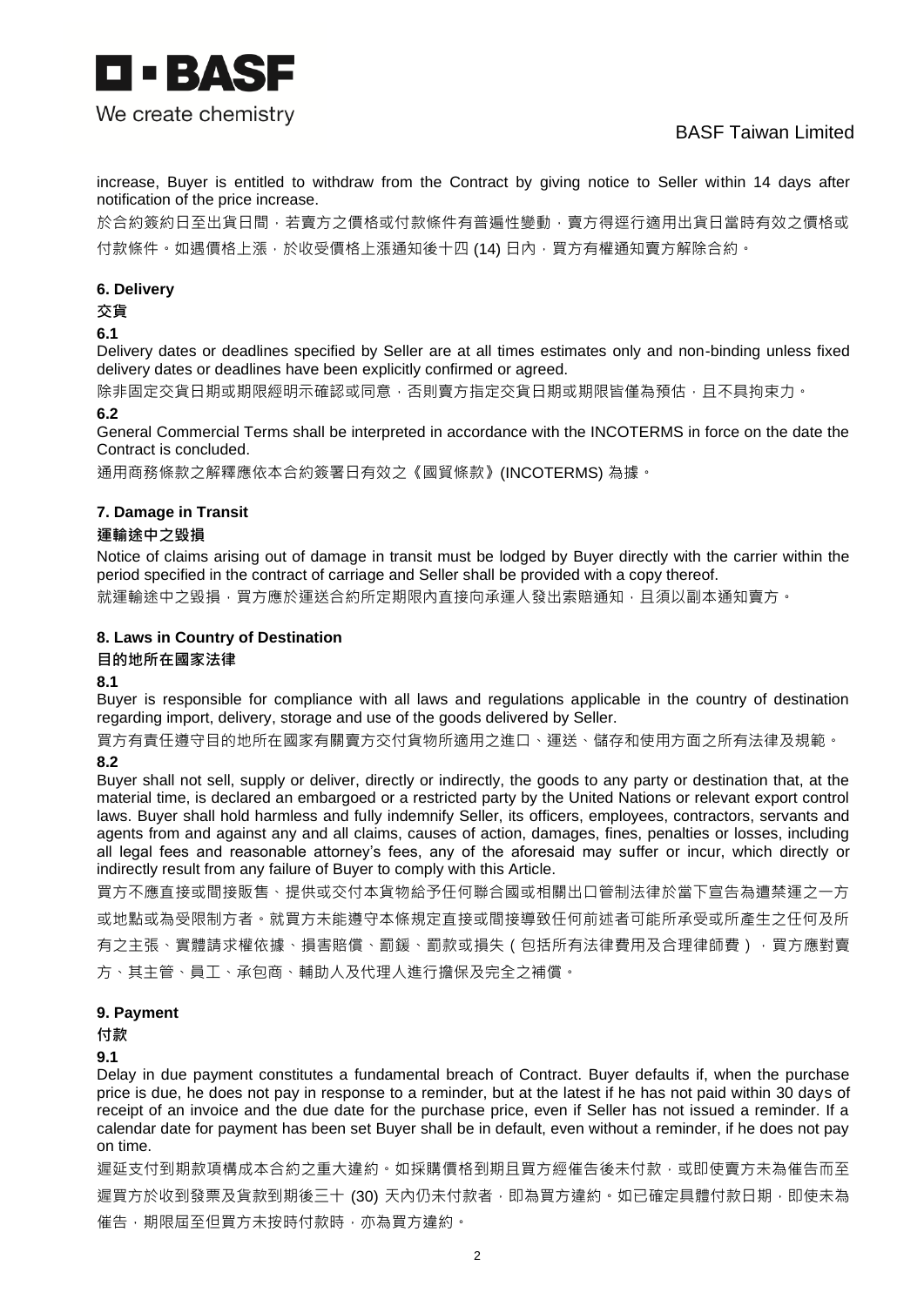increase, Buyer is entitled to withdraw from the Contract by giving notice to Seller within 14 days after notification of the price increase.

於合約簽約日至出貨日間，若賣方之價格或付款條件有普遍性變動，賣方得逕行適用出貨日當時有效之價格或付款條件。如遇價格上漲，於收受價格上漲通知後十四 (14) 日內，買方有權通知賣方解除合約。

### 6. Delivery

### 交貨

**6.1**

Delivery dates or deadlines specified by Seller are at all times estimates only and non-binding unless fixed delivery dates or deadlines have been explicitly confirmed or agreed.

除非固定交貨日期或期限經明示確認或同意，否則賣方指定交貨日期或期限皆僅為預估，且不具拘束力。

**6.2**

General Commercial Terms shall be interpreted in accordance with the INCOTERMS in force on the date the Contract is concluded.

通用商務條款之解釋應依本合約簽署日有效之《國貿條款》(INCOTERMS) 為據。

### 7. Damage in Transit

### 運輸途中之毀損

Notice of claims arising out of damage in transit must be lodged by Buyer directly with the carrier within the period specified in the contract of carriage and Seller shall be provided with a copy thereof.

就運輸途中之毀損，買方應於運送合約所定期限內直接向承運人發出索賠通知，且須以副本通知賣方。

### 8. Laws in Country of Destination

### 目的地所在國家法律

**8.1**

Buyer is responsible for compliance with all laws and regulations applicable in the country of destination regarding import, delivery, storage and use of the goods delivered by Seller.

買方有責任遵守目的地所在國家有關賣方交付貨物所適用之進口、運送、儲存和使用方面之所有法律及規範。

**8.2**

Buyer shall not sell, supply or deliver, directly or indirectly, the goods to any party or destination that, at the material time, is declared an embargoed or a restricted party by the United Nations or relevant export control laws. Buyer shall hold harmless and fully indemnify Seller, its officers, employees, contractors, servants and agents from and against any and all claims, causes of action, damages, fines, penalties or losses, including all legal fees and reasonable attorney's fees, any of the aforesaid may suffer or incur, which directly or indirectly result from any failure of Buyer to comply with this Article.

買方不應直接或間接販售、提供或交付本貨物給予任何聯合國或相關出口管制法律於當下宣告為遭禁運之一方或地點或為受限制方者。就買方未能遵守本條規定直接或間接導致任何前述者可能所承受或所產生之任何及所有之主張、實體請求權依據、損害賠償、罰鍰、罰款或損失（包括所有法律費用及合理律師費），買方應對賣方、其主管、員工、承包商、輔助人及代理人進行擔保及完全之補償。

### 9. Payment

### 付款

**9.1**

Delay in due payment constitutes a fundamental breach of Contract. Buyer defaults if, when the purchase price is due, he does not pay in response to a reminder, but at the latest if he has not paid within 30 days of receipt of an invoice and the due date for the purchase price, even if Seller has not issued a reminder. If a calendar date for payment has been set Buyer shall be in default, even without a reminder, if he does not pay on time.

遲延支付到期款項構成本合約之重大違約。如採購價格到期且買方經催告後未付款，或即使賣方未為催告而至遲買方於收到發票及貨款到期後三十 (30) 天內仍未付款者，即為買方違約。如已確定具體付款日期，即使未為催告，期限屆至但買方未按時付款時，亦為買方違約。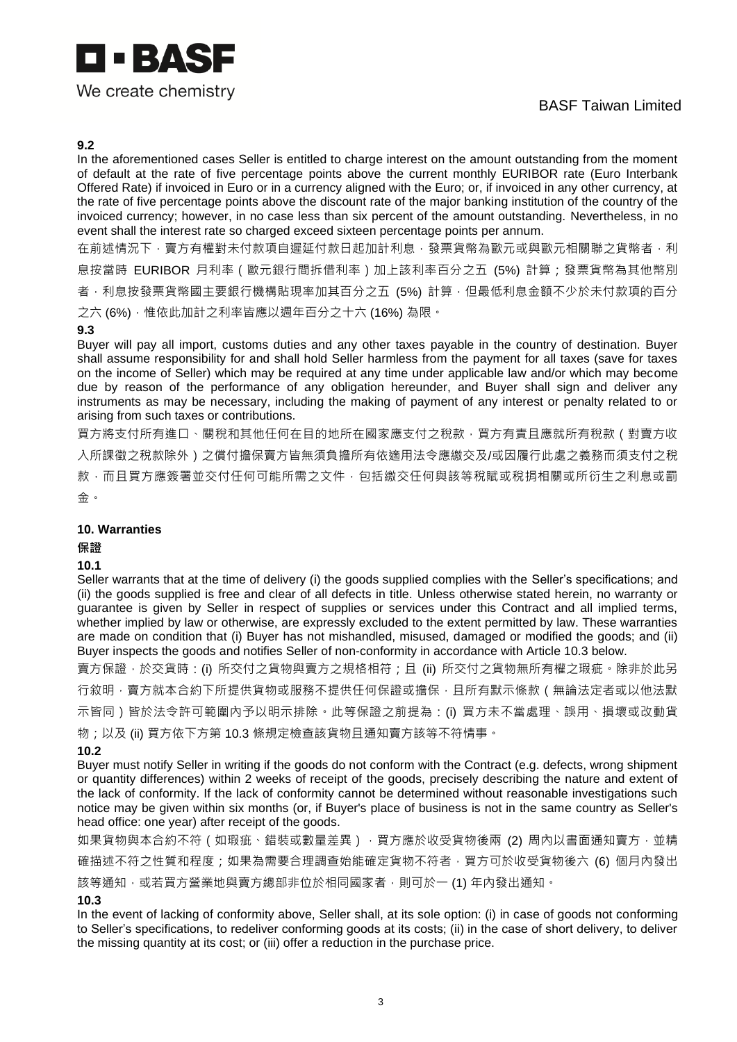**9.2**

In the aforementioned cases Seller is entitled to charge interest on the amount outstanding from the moment of default at the rate of five percentage points above the current monthly EURIBOR rate (Euro Interbank Offered Rate) if invoiced in Euro or in a currency aligned with the Euro; or, if invoiced in any other currency, at the rate of five percentage points above the discount rate of the major banking institution of the country of the invoiced currency; however, in no case less than six percent of the amount outstanding. Nevertheless, in no event shall the interest rate so charged exceed sixteen percentage points per annum.

在前述情況下，賣方有權對未付款項自遲延付款日起加計利息，發票貨幣為歐元或與歐元相關聯之貨幣者，利息按當時 EURIBOR 月利率（歐元銀行間拆借利率）加上該利率百分之五 (5%) 計算；發票貨幣為其他幣別者，利息按發票貨幣國主要銀行機構貼現率加其百分之五 (5%) 計算，但最低利息金額不少於未付款項的百分之六 (6%)，惟依此加計之利率皆應以週年百分之十六 (16%) 為限。

**9.3**

Buyer will pay all import, customs duties and any other taxes payable in the country of destination. Buyer shall assume responsibility for and shall hold Seller harmless from the payment for all taxes (save for taxes on the income of Seller) which may be required at any time under applicable law and/or which may become due by reason of the performance of any obligation hereunder, and Buyer shall sign and deliver any instruments as may be necessary, including the making of payment of any interest or penalty related to or arising from such taxes or contributions.

買方將支付所有進口、關稅和其他任何在目的地所在國家應支付之稅款，買方有責且應就所有稅款（對賣方收入所課徵之稅款除外）之償付擔保賣方皆無須負擔所有依適用法令應繳交及/或因履行此處之義務而須支付之稅款，而且買方應簽署並交付任何可能所需之文件，包括繳交任何與該等稅賦或稅捐相關或所衍生之利息或罰金。

## 10. Warranties

**保證**

**10.1**

Seller warrants that at the time of delivery (i) the goods supplied complies with the Seller's specifications; and (ii) the goods supplied is free and clear of all defects in title. Unless otherwise stated herein, no warranty or guarantee is given by Seller in respect of supplies or services under this Contract and all implied terms, whether implied by law or otherwise, are expressly excluded to the extent permitted by law. These warranties are made on condition that (i) Buyer has not mishandled, misused, damaged or modified the goods; and (ii) Buyer inspects the goods and notifies Seller of non-conformity in accordance with Article 10.3 below.

賣方保證，於交貨時：(i) 所交付之貨物與賣方之規格相符；且 (ii) 所交付之貨物無所有權之瑕疵。除非於此另行敘明，賣方就本合約下所提供貨物或服務不提供任何保證或擔保，且所有默示條款（無論法定者或以他法默示皆同）皆於法令許可範圍內予以明示排除。此等保證之前提為：(i) 買方未不當處理、誤用、損壞或改動貨物；以及 (ii) 買方依下方第 10.3 條規定檢查該貨物且通知賣方該等不符情事。

**10.2**

Buyer must notify Seller in writing if the goods do not conform with the Contract (e.g. defects, wrong shipment or quantity differences) within 2 weeks of receipt of the goods, precisely describing the nature and extent of the lack of conformity. If the lack of conformity cannot be determined without reasonable investigations such notice may be given within six months (or, if Buyer's place of business is not in the same country as Seller's head office: one year) after receipt of the goods.

如果貨物與本合約不符（如瑕疵、錯裝或數量差異），買方應於收受貨物後兩 (2) 周內以書面通知賣方，並精確描述不符之性質和程度；如果為需要合理調查始能確定貨物不符者，買方可於收受貨物後六 (6) 個月內發出該等通知，或若買方營業地與賣方總部非位於相同國家者，則可於一 (1) 年內發出通知。

**10.3**

In the event of lacking of conformity above, Seller shall, at its sole option: (i) in case of goods not conforming to Seller's specifications, to redeliver conforming goods at its costs; (ii) in the case of short delivery, to deliver the missing quantity at its cost; or (iii) offer a reduction in the purchase price.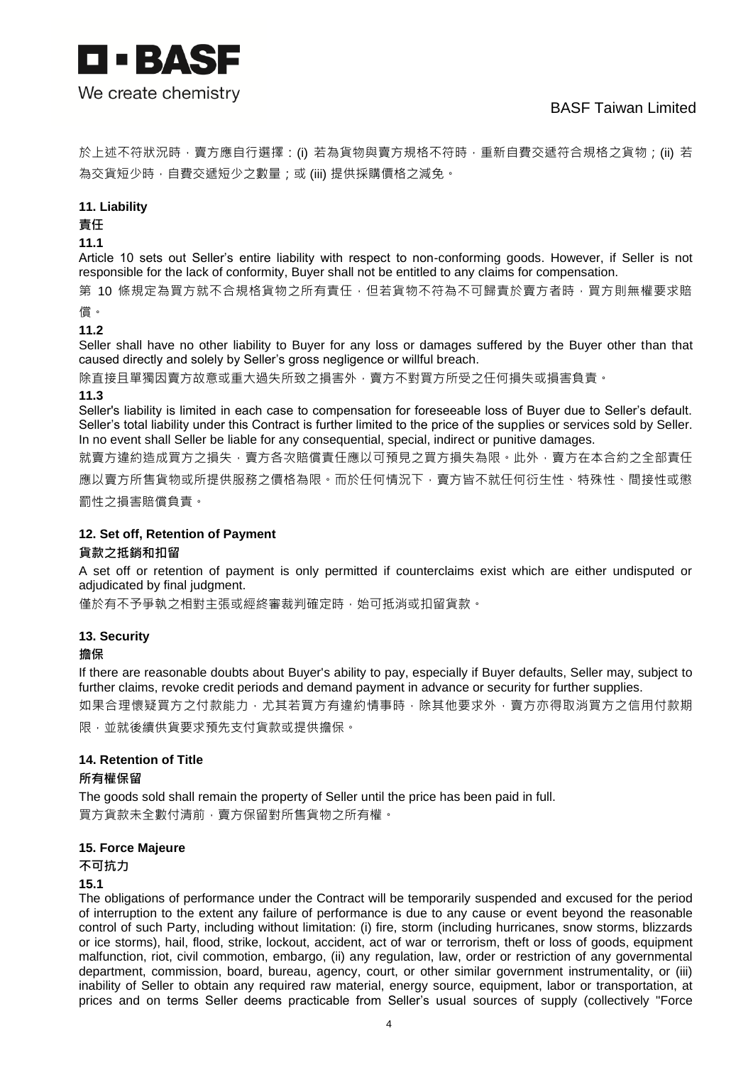於上述不符狀況時，賣方應自行選擇：(i) 若為貨物與賣方規格不符時，重新自費交遞符合規格之貨物；(ii) 若為交貨短少時，自費交遞短少之數量；或 (iii) 提供採購價格之減免。

## 11. Liability

## 責任

### 11.1

Article 10 sets out Seller's entire liability with respect to non-conforming goods. However, if Seller is not responsible for the lack of conformity, Buyer shall not be entitled to any claims for compensation.

第 10 條規定為買方就不合規格貨物之所有責任，但若貨物不符為不可歸責於賣方者時，買方則無權要求賠償。

### 11.2

Seller shall have no other liability to Buyer for any loss or damages suffered by the Buyer other than that caused directly and solely by Seller's gross negligence or willful breach.

除直接且單獨因賣方故意或重大過失所致之損害外，賣方不對買方所受之任何損失或損害負責。

### 11.3

Seller's liability is limited in each case to compensation for foreseeable loss of Buyer due to Seller's default. Seller's total liability under this Contract is further limited to the price of the supplies or services sold by Seller. In no event shall Seller be liable for any consequential, special, indirect or punitive damages.

就賣方違約造成買方之損失，賣方各次賠償責任應以可預見之買方損失為限。此外，賣方在本合約之全部責任應以賣方所售貨物或所提供服務之價格為限。而於任何情況下，賣方皆不就任何衍生性、特殊性、間接性或懲罰性之損害賠償負責。

## 12. Set off, Retention of Payment

## 貨款之抵銷和扣留

A set off or retention of payment is only permitted if counterclaims exist which are either undisputed or adjudicated by final judgment.

僅於有不予爭執之相對主張或經終審裁判確定時，始可抵消或扣留貨款。

## 13. Security

## 擔保

If there are reasonable doubts about Buyer's ability to pay, especially if Buyer defaults, Seller may, subject to further claims, revoke credit periods and demand payment in advance or security for further supplies.

如果合理懷疑買方之付款能力，尤其若買方有違約情事時，除其他要求外，賣方亦得取消買方之信用付款期限，並就後續供貨要求預先支付貨款或提供擔保。

## 14. Retention of Title

## 所有權保留

The goods sold shall remain the property of Seller until the price has been paid in full.

買方貨款未全數付清前，賣方保留對所售貨物之所有權。

## 15. Force Majeure

## 不可抗力

### 15.1

The obligations of performance under the Contract will be temporarily suspended and excused for the period of interruption to the extent any failure of performance is due to any cause or event beyond the reasonable control of such Party, including without limitation: (i) fire, storm (including hurricanes, snow storms, blizzards or ice storms), hail, flood, strike, lockout, accident, act of war or terrorism, theft or loss of goods, equipment malfunction, riot, civil commotion, embargo, (ii) any regulation, law, order or restriction of any governmental department, commission, board, bureau, agency, court, or other similar government instrumentality, or (iii) inability of Seller to obtain any required raw material, energy source, equipment, labor or transportation, at prices and on terms Seller deems practicable from Seller's usual sources of supply (collectively "Force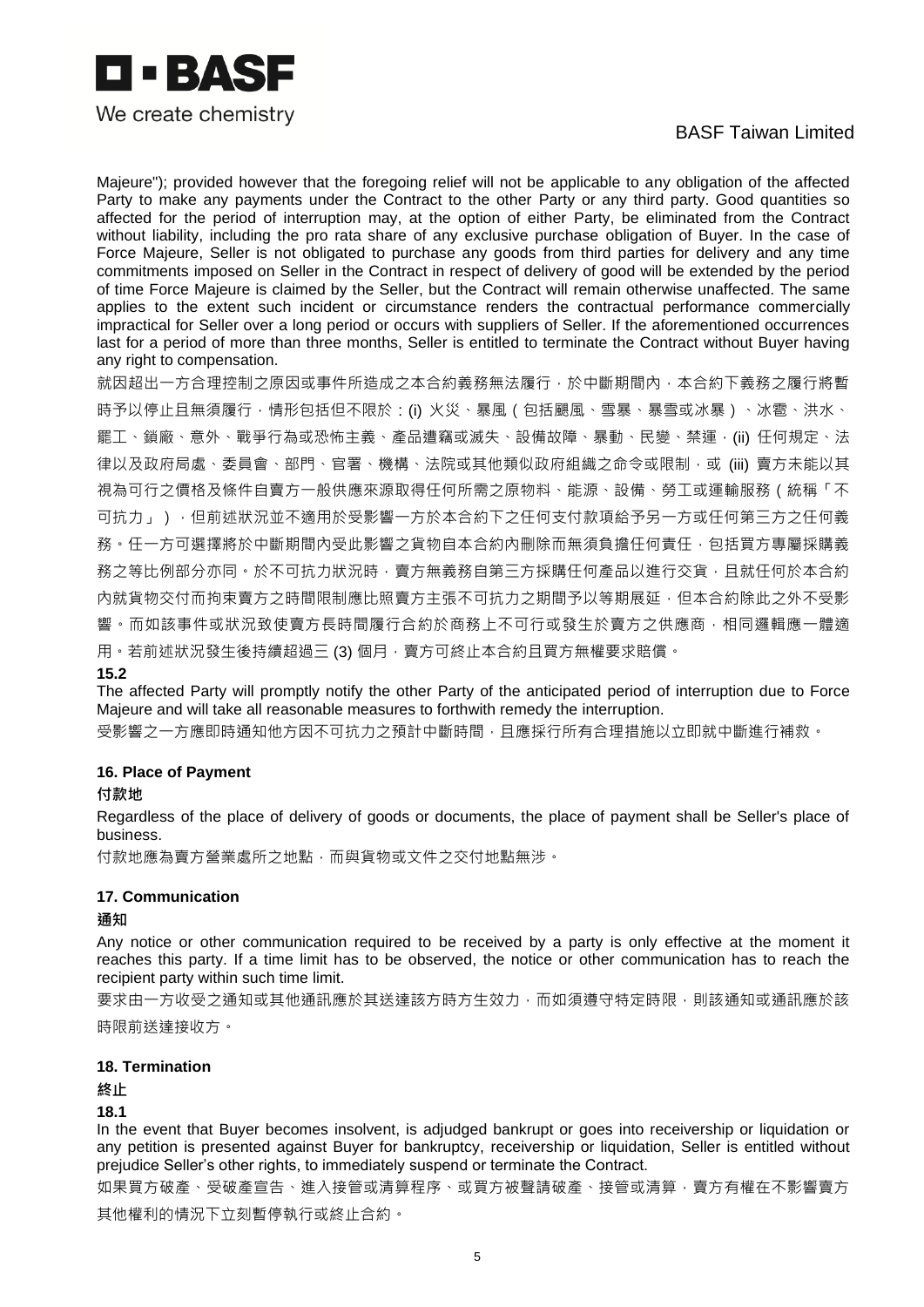Majeure"); provided however that the foregoing relief will not be applicable to any obligation of the affected Party to make any payments under the Contract to the other Party or any third party. Good quantities so affected for the period of interruption may, at the option of either Party, be eliminated from the Contract without liability, including the pro rata share of any exclusive purchase obligation of Buyer. In the case of Force Majeure, Seller is not obligated to purchase any goods from third parties for delivery and any time commitments imposed on Seller in the Contract in respect of delivery of good will be extended by the period of time Force Majeure is claimed by the Seller, but the Contract will remain otherwise unaffected. The same applies to the extent such incident or circumstance renders the contractual performance commercially impractical for Seller over a long period or occurs with suppliers of Seller. If the aforementioned occurrences last for a period of more than three months, Seller is entitled to terminate the Contract without Buyer having any right to compensation.

就因超出一方合理控制之原因或事件所造成之本合約義務無法履行，於中斷期間內，本合約下義務之履行將暫時予以停止且無須履行，情形包括但不限於：(i) 火災、暴風（包括颶風、雪暴、暴雪或冰暴）、冰雹、洪水、罷工、鎖廠、意外、戰爭行為或恐怖主義、產品遭竊或滅失、設備故障、暴動、民變、禁運，(ii) 任何規定、法律以及政府局處、委員會、部門、官署、機構、法院或其他類似政府組織之命令或限制，或 (iii) 賣方未能以其視為可行之價格及條件自賣方一般供應來源取得任何所需之原物料、能源、設備、勞工或運輸服務（統稱「不可抗力」），但前述狀況並不適用於受影響一方於本合約下之任何支付款項給予另一方或任何第三方之任何義務。任一方可選擇將於中斷期間內受此影響之貨物自本合約內刪除而無須負擔任何責任，包括買方專屬採購義務之等比例部分亦同。於不可抗力狀況時，賣方無義務自第三方採購任何產品以進行交貨，且就任何於本合約內就貨物交付而拘束賣方之時間限制應比照賣方主張不可抗力之期間予以等期展延，但本合約除此之外不受影響。而如該事件或狀況致使賣方長時間履行合約於商務上不可行或發生於賣方之供應商，相同邏輯應一體適用。若前述狀況發生後持續超過三 (3) 個月，賣方可終止本合約且買方無權要求賠償。

**15.2**

The affected Party will promptly notify the other Party of the anticipated period of interruption due to Force Majeure and will take all reasonable measures to forthwith remedy the interruption.

受影響之一方應即時通知他方因不可抗力之預計中斷時間，且應採行所有合理措施以立即就中斷進行補救。

### 16. Place of Payment

**付款地**

Regardless of the place of delivery of goods or documents, the place of payment shall be Seller's place of business.

付款地應為賣方營業處所之地點，而與貨物或文件之交付地點無涉。

### 17. Communication

**通知**

Any notice or other communication required to be received by a party is only effective at the moment it reaches this party. If a time limit has to be observed, the notice or other communication has to reach the recipient party within such time limit.

要求由一方收受之通知或其他通訊應於其送達該方時方生效力，而如須遵守特定時限，則該通知或通訊應於該時限前送達接收方。

### 18. Termination

**終止**

**18.1**

In the event that Buyer becomes insolvent, is adjudged bankrupt or goes into receivership or liquidation or any petition is presented against Buyer for bankruptcy, receivership or liquidation, Seller is entitled without prejudice Seller's other rights, to immediately suspend or terminate the Contract.

如果買方破產、受破產宣告、進入接管或清算程序、或買方被聲請破產、接管或清算，賣方有權在不影響賣方其他權利的情況下立刻暫停執行或終止合約。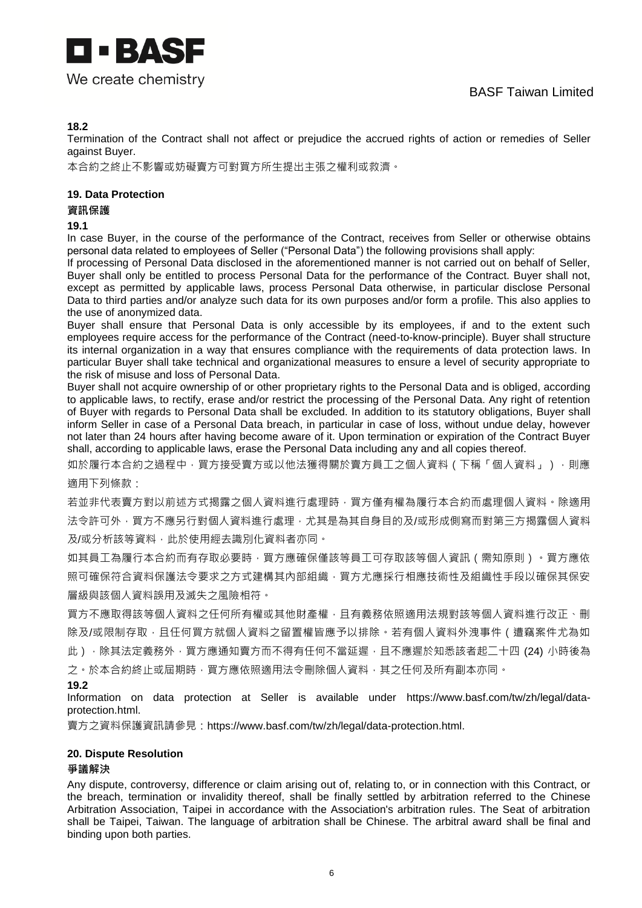**18.2**

Termination of the Contract shall not affect or prejudice the accrued rights of action or remedies of Seller against Buyer.

本合約之終止不影響或妨礙賣方可對買方所生提出主張之權利或救濟。

## 19. Data Protection

## 資訊保護

**19.1**

In case Buyer, in the course of the performance of the Contract, receives from Seller or otherwise obtains personal data related to employees of Seller ("Personal Data") the following provisions shall apply:

If processing of Personal Data disclosed in the aforementioned manner is not carried out on behalf of Seller, Buyer shall only be entitled to process Personal Data for the performance of the Contract. Buyer shall not, except as permitted by applicable laws, process Personal Data otherwise, in particular disclose Personal Data to third parties and/or analyze such data for its own purposes and/or form a profile. This also applies to the use of anonymized data.

Buyer shall ensure that Personal Data is only accessible by its employees, if and to the extent such employees require access for the performance of the Contract (need-to-know-principle). Buyer shall structure its internal organization in a way that ensures compliance with the requirements of data protection laws. In particular Buyer shall take technical and organizational measures to ensure a level of security appropriate to the risk of misuse and loss of Personal Data.

Buyer shall not acquire ownership of or other proprietary rights to the Personal Data and is obliged, according to applicable laws, to rectify, erase and/or restrict the processing of the Personal Data. Any right of retention of Buyer with regards to Personal Data shall be excluded. In addition to its statutory obligations, Buyer shall inform Seller in case of a Personal Data breach, in particular in case of loss, without undue delay, however not later than 24 hours after having become aware of it. Upon termination or expiration of the Contract Buyer shall, according to applicable laws, erase the Personal Data including any and all copies thereof.

如於履行本合約之過程中，買方接受賣方或以他法獲得關於賣方員工之個人資料（下稱「個人資料」），則應適用下列條款：

若並非代表賣方對以前述方式揭露之個人資料進行處理時，買方僅有權為履行本合約而處理個人資料。除適用法令許可外，買方不應另行對個人資料進行處理，尤其是為其自身目的及/或形成側寫而對第三方揭露個人資料及/或分析該等資料，此於使用經去識別化資料者亦同。

如其員工為履行本合約而有存取必要時，買方應確保僅該等員工可存取該等個人資訊（需知原則）。買方應依照可確保符合資料保護法令要求之方式建構其內部組織，買方尤應採行相應技術性及組織性手段以確保其保安層級與該個人資料誤用及滅失之風險相符。

買方不應取得該等個人資料之任何所有權或其他財產權，且有義務依照適用法規對該等個人資料進行改正、刪除及/或限制存取，且任何買方就個人資料之留置權皆應予以排除。若有個人資料外洩事件（遭竊案件尤為如此），除其法定義務外，買方應通知賣方而不得有任何不當延遲，且不應遲於知悉該者起二十四 (24) 小時後為之。於本合約終止或屆期時，買方應依照適用法令刪除個人資料，其之任何及所有副本亦同。

**19.2**

Information on data protection at Seller is available under https://www.basf.com/tw/zh/legal/data-protection.html.

賣方之資料保護資訊請參見：https://www.basf.com/tw/zh/legal/data-protection.html.

## 20. Dispute Resolution

## 爭議解決

Any dispute, controversy, difference or claim arising out of, relating to, or in connection with this Contract, or the breach, termination or invalidity thereof, shall be finally settled by arbitration referred to the Chinese Arbitration Association, Taipei in accordance with the Association's arbitration rules. The Seat of arbitration shall be Taipei, Taiwan. The language of arbitration shall be Chinese. The arbitral award shall be final and binding upon both parties.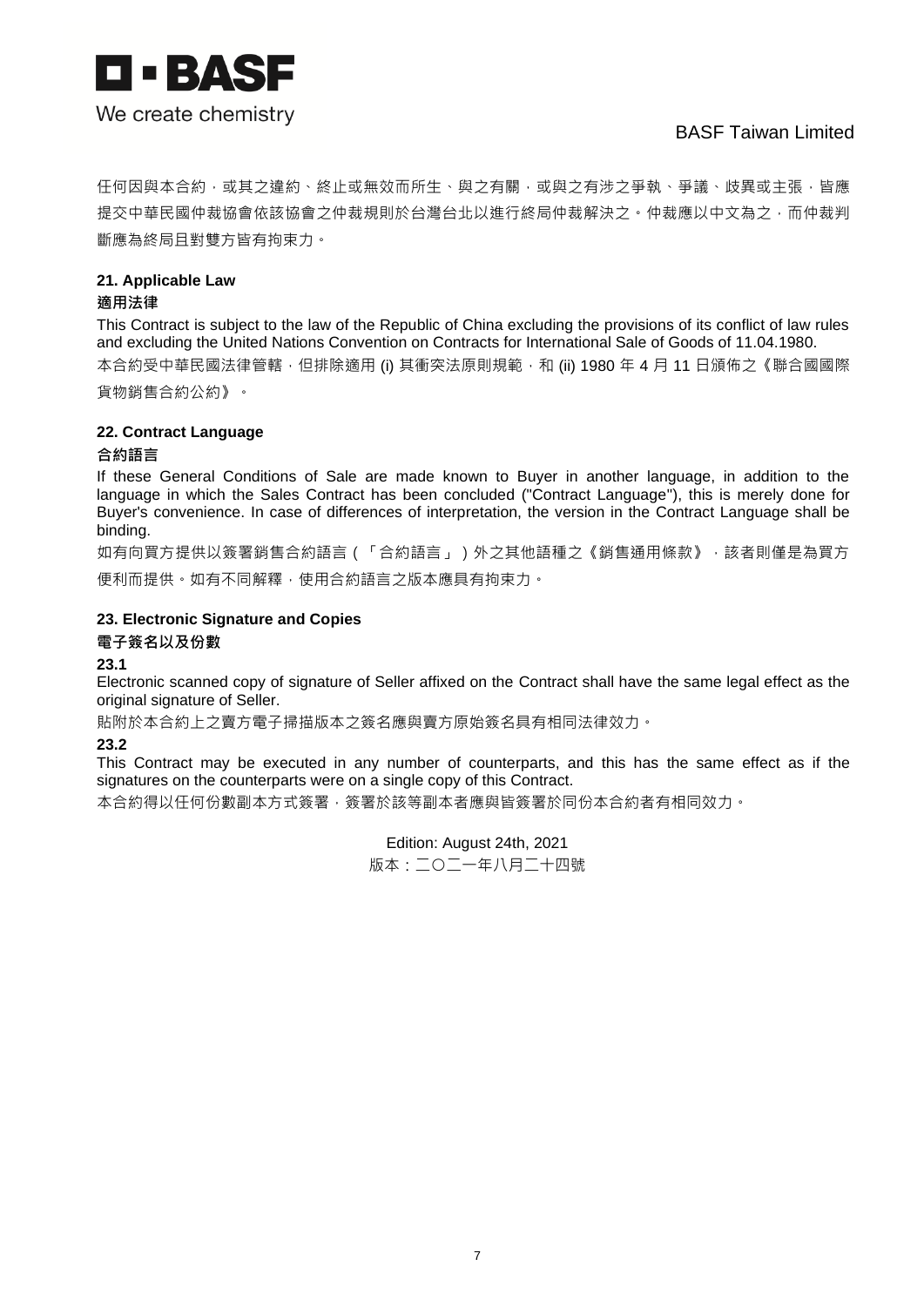任何因與本合約，或其之違約、終止或無效而所生、與之有關，或與之有涉之爭執、爭議、歧異或主張，皆應提交中華民國仲裁協會依該協會之仲裁規則於台灣台北以進行終局仲裁解決之。仲裁應以中文為之，而仲裁判斷應為終局且對雙方皆有拘束力。

### 21. Applicable Law

### 適用法律

This Contract is subject to the law of the Republic of China excluding the provisions of its conflict of law rules and excluding the United Nations Convention on Contracts for International Sale of Goods of 11.04.1980.

本合約受中華民國法律管轄，但排除適用 (i) 其衝突法原則規範，和 (ii) 1980 年 4 月 11 日頒佈之《聯合國國際貨物銷售合約公約》。

### 22. Contract Language

### 合約語言

If these General Conditions of Sale are made known to Buyer in another language, in addition to the language in which the Sales Contract has been concluded ("Contract Language"), this is merely done for Buyer's convenience. In case of differences of interpretation, the version in the Contract Language shall be binding.

如有向買方提供以簽署銷售合約語言（「合約語言」）外之其他語種之《銷售通用條款》，該者則僅是為買方便利而提供。如有不同解釋，使用合約語言之版本應具有拘束力。

### 23. Electronic Signature and Copies

### 電子簽名以及份數

**23.1**

Electronic scanned copy of signature of Seller affixed on the Contract shall have the same legal effect as the original signature of Seller.

貼附於本合約上之賣方電子掃描版本之簽名應與賣方原始簽名具有相同法律效力。

**23.2**

This Contract may be executed in any number of counterparts, and this has the same effect as if the signatures on the counterparts were on a single copy of this Contract.

本合約得以任何份數副本方式簽署，簽署於該等副本者應與皆簽署於同份本合約者有相同效力。

Edition: August 24th, 2021

版本：二〇二一年八月二十四號